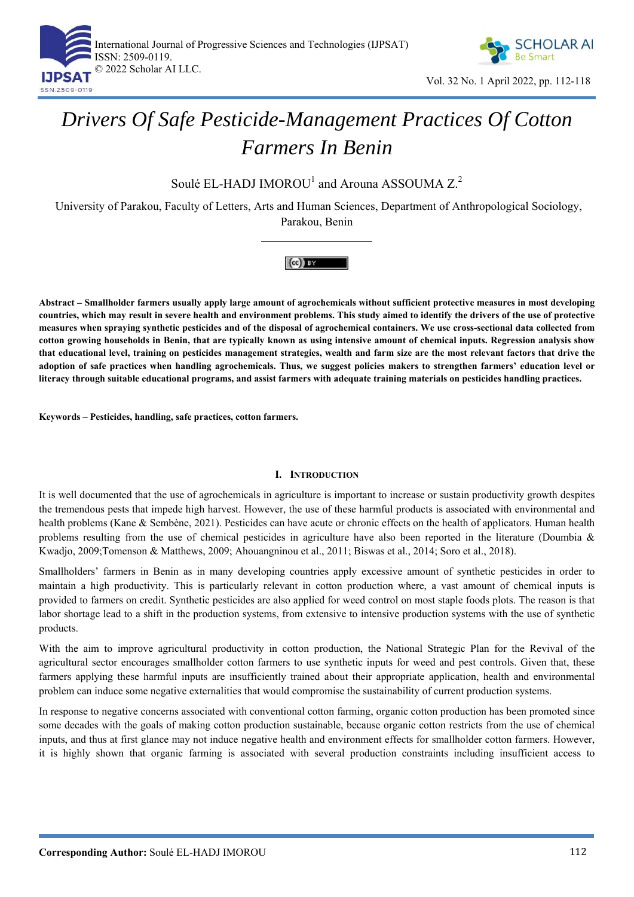# Drivers Of Safe Pesticide-Management Practices Of Cotton Farmers In Benin

Soulé EL-HADJ IMOROU[1] and Arouna ASSOUMA Z.[2]

University of Parakou, Faculty of Letters, Arts and Human Sciences, Department of Anthropological Sociology, Parakou, Benin

**Abstract – Smallholder farmers usually apply large amount of agrochemicals without sufficient protective measures in most developing countries, which may result in severe health and environment problems. This study aimed to identify the drivers of the use of protective measures when spraying synthetic pesticides and of the disposal of agrochemical containers. We use cross-sectional data collected from cotton growing households in Benin, that are typically known as using intensive amount of chemical inputs. Regression analysis show that educational level, training on pesticides management strategies, wealth and farm size are the most relevant factors that drive the adoption of safe practices when handling agrochemicals. Thus, we suggest policies makers to strengthen farmers' education level or literacy through suitable educational programs, and assist farmers with adequate training materials on pesticides handling practices.**

**Keywords – Pesticides, handling, safe practices, cotton farmers.**

## I. Introduction

It is well documented that the use of agrochemicals in agriculture is important to increase or sustain productivity growth despites the tremendous pests that impede high harvest. However, the use of these harmful products is associated with environmental and health problems (Kane & Sembène, 2021). Pesticides can have acute or chronic effects on the health of applicators. Human health problems resulting from the use of chemical pesticides in agriculture have also been reported in the literature (Doumbia & Kwadjo, 2009;Tomenson & Matthews, 2009; Ahouangninou et al., 2011; Biswas et al., 2014; Soro et al., 2018).

Smallholders' farmers in Benin as in many developing countries apply excessive amount of synthetic pesticides in order to maintain a high productivity. This is particularly relevant in cotton production where, a vast amount of chemical inputs is provided to farmers on credit. Synthetic pesticides are also applied for weed control on most staple foods plots. The reason is that labor shortage lead to a shift in the production systems, from extensive to intensive production systems with the use of synthetic products.

With the aim to improve agricultural productivity in cotton production, the National Strategic Plan for the Revival of the agricultural sector encourages smallholder cotton farmers to use synthetic inputs for weed and pest controls. Given that, these farmers applying these harmful inputs are insufficiently trained about their appropriate application, health and environmental problem can induce some negative externalities that would compromise the sustainability of current production systems.

In response to negative concerns associated with conventional cotton farming, organic cotton production has been promoted since some decades with the goals of making cotton production sustainable, because organic cotton restricts from the use of chemical inputs, and thus at first glance may not induce negative health and environment effects for smallholder cotton farmers. However, it is highly shown that organic farming is associated with several production constraints including insufficient access to

**Corresponding Author:** Soulé EL-HADJ IMOROU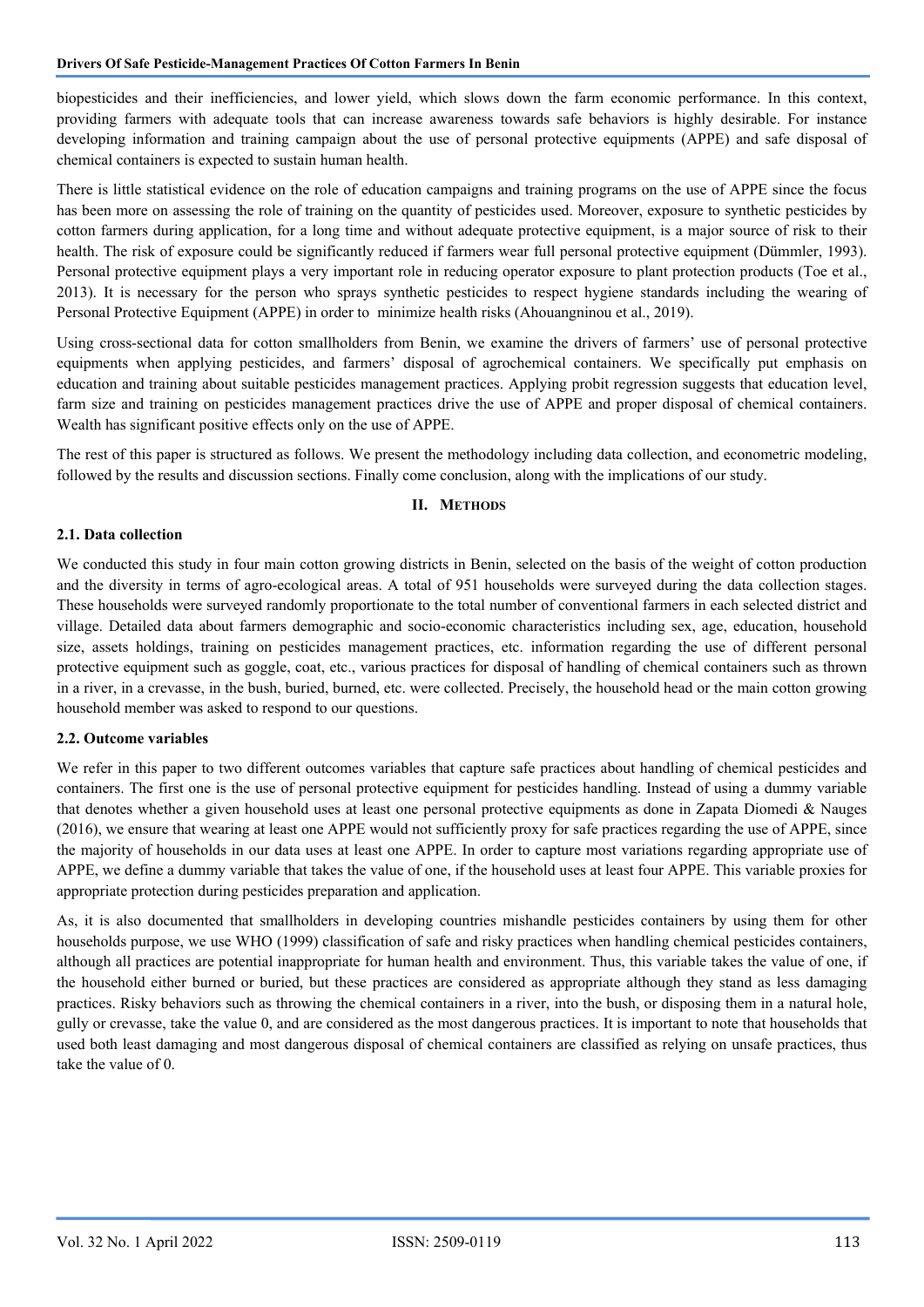biopesticides and their inefficiencies, and lower yield, which slows down the farm economic performance. In this context, providing farmers with adequate tools that can increase awareness towards safe behaviors is highly desirable. For instance developing information and training campaign about the use of personal protective equipments (APPE) and safe disposal of chemical containers is expected to sustain human health.

There is little statistical evidence on the role of education campaigns and training programs on the use of APPE since the focus has been more on assessing the role of training on the quantity of pesticides used. Moreover, exposure to synthetic pesticides by cotton farmers during application, for a long time and without adequate protective equipment, is a major source of risk to their health. The risk of exposure could be significantly reduced if farmers wear full personal protective equipment (Dümmler, 1993). Personal protective equipment plays a very important role in reducing operator exposure to plant protection products (Toe et al., 2013). It is necessary for the person who sprays synthetic pesticides to respect hygiene standards including the wearing of Personal Protective Equipment (APPE) in order to minimize health risks (Ahouangninou et al., 2019).

Using cross-sectional data for cotton smallholders from Benin, we examine the drivers of farmers' use of personal protective equipments when applying pesticides, and farmers' disposal of agrochemical containers. We specifically put emphasis on education and training about suitable pesticides management practices. Applying probit regression suggests that education level, farm size and training on pesticides management practices drive the use of APPE and proper disposal of chemical containers. Wealth has significant positive effects only on the use of APPE.

The rest of this paper is structured as follows. We present the methodology including data collection, and econometric modeling, followed by the results and discussion sections. Finally come conclusion, along with the implications of our study.

## II. Methods

### 2.1. Data collection

We conducted this study in four main cotton growing districts in Benin, selected on the basis of the weight of cotton production and the diversity in terms of agro-ecological areas. A total of 951 households were surveyed during the data collection stages. These households were surveyed randomly proportionate to the total number of conventional farmers in each selected district and village. Detailed data about farmers demographic and socio-economic characteristics including sex, age, education, household size, assets holdings, training on pesticides management practices, etc. information regarding the use of different personal protective equipment such as goggle, coat, etc., various practices for disposal of handling of chemical containers such as thrown in a river, in a crevasse, in the bush, buried, burned, etc. were collected. Precisely, the household head or the main cotton growing household member was asked to respond to our questions.

### 2.2. Outcome variables

We refer in this paper to two different outcomes variables that capture safe practices about handling of chemical pesticides and containers. The first one is the use of personal protective equipment for pesticides handling. Instead of using a dummy variable that denotes whether a given household uses at least one personal protective equipments as done in Zapata Diomedi & Nauges (2016), we ensure that wearing at least one APPE would not sufficiently proxy for safe practices regarding the use of APPE, since the majority of households in our data uses at least one APPE. In order to capture most variations regarding appropriate use of APPE, we define a dummy variable that takes the value of one, if the household uses at least four APPE. This variable proxies for appropriate protection during pesticides preparation and application.

As, it is also documented that smallholders in developing countries mishandle pesticides containers by using them for other households purpose, we use WHO (1999) classification of safe and risky practices when handling chemical pesticides containers, although all practices are potential inappropriate for human health and environment. Thus, this variable takes the value of one, if the household either burned or buried, but these practices are considered as appropriate although they stand as less damaging practices. Risky behaviors such as throwing the chemical containers in a river, into the bush, or disposing them in a natural hole, gully or crevasse, take the value 0, and are considered as the most dangerous practices. It is important to note that households that used both least damaging and most dangerous disposal of chemical containers are classified as relying on unsafe practices, thus take the value of 0.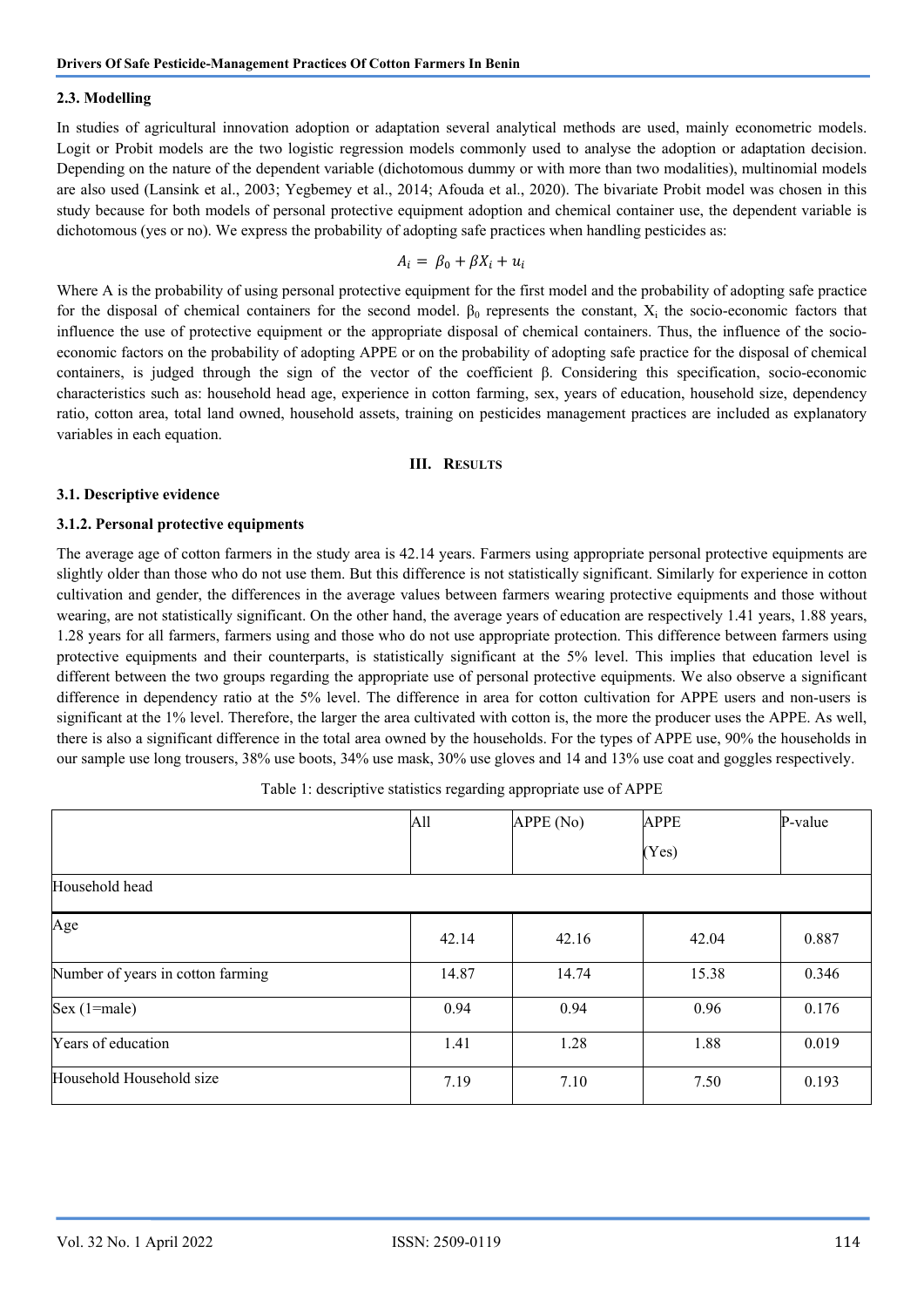### 2.3. Modelling

In studies of agricultural innovation adoption or adaptation several analytical methods are used, mainly econometric models. Logit or Probit models are the two logistic regression models commonly used to analyse the adoption or adaptation decision. Depending on the nature of the dependent variable (dichotomous dummy or with more than two modalities), multinomial models are also used (Lansink et al., 2003; Yegbemey et al., 2014; Afouda et al., 2020). The bivariate Probit model was chosen in this study because for both models of personal protective equipment adoption and chemical container use, the dependent variable is dichotomous (yes or no). We express the probability of adopting safe practices when handling pesticides as:

$$A_i = \beta_0 + \beta X_i + u_i$$

Where A is the probability of using personal protective equipment for the first model and the probability of adopting safe practice for the disposal of chemical containers for the second model. $\beta_0$ represents the constant, $X_i$ the socio-economic factors that influence the use of protective equipment or the appropriate disposal of chemical containers. Thus, the influence of the socio-economic factors on the probability of adopting APPE or on the probability of adopting safe practice for the disposal of chemical containers, is judged through the sign of the vector of the coefficient β. Considering this specification, socio-economic characteristics such as: household head age, experience in cotton farming, sex, years of education, household size, dependency ratio, cotton area, total land owned, household assets, training on pesticides management practices are included as explanatory variables in each equation.

## III. Results

### 3.1. Descriptive evidence

### 3.1.2. Personal protective equipments

The average age of cotton farmers in the study area is 42.14 years. Farmers using appropriate personal protective equipments are slightly older than those who do not use them. But this difference is not statistically significant. Similarly for experience in cotton cultivation and gender, the differences in the average values between farmers wearing protective equipments and those without wearing, are not statistically significant. On the other hand, the average years of education are respectively 1.41 years, 1.88 years, 1.28 years for all farmers, farmers using and those who do not use appropriate protection. This difference between farmers using protective equipments and their counterparts, is statistically significant at the 5% level. This implies that education level is different between the two groups regarding the appropriate use of personal protective equipments. We also observe a significant difference in dependency ratio at the 5% level. The difference in area for cotton cultivation for APPE users and non-users is significant at the 1% level. Therefore, the larger the area cultivated with cotton is, the more the producer uses the APPE. As well, there is also a significant difference in the total area owned by the households. For the types of APPE use, 90% the households in our sample use long trousers, 38% use boots, 34% use mask, 30% use gloves and 14 and 13% use coat and goggles respectively.

Table 1: descriptive statistics regarding appropriate use of APPE

| | All | APPE (No) | APPE (Yes) | P-value |
|---|---|---|---|---|
| Household head | | | | |
| Age | 42.14 | 42.16 | 42.04 | 0.887 |
| Number of years in cotton farming | 14.87 | 14.74 | 15.38 | 0.346 |
| Sex (1=male) | 0.94 | 0.94 | 0.96 | 0.176 |
| Years of education | 1.41 | 1.28 | 1.88 | 0.019 |
| Household Household size | 7.19 | 7.10 | 7.50 | 0.193 |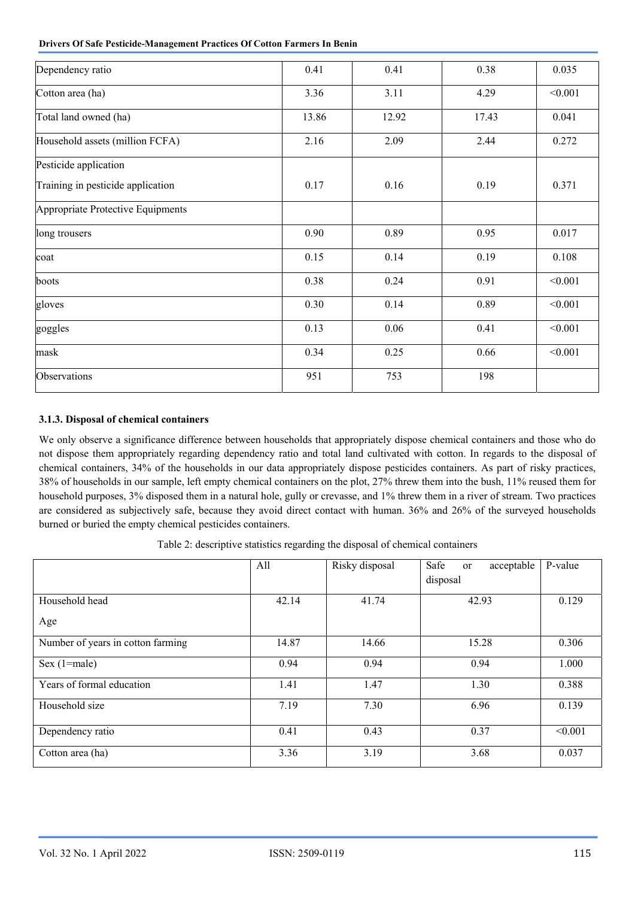| | | | | |
|---|---|---|---|---|
| Dependency ratio | 0.41 | 0.41 | 0.38 | 0.035 |
| Cotton area (ha) | 3.36 | 3.11 | 4.29 | <0.001 |
| Total land owned (ha) | 13.86 | 12.92 | 17.43 | 0.041 |
| Household assets (million FCFA) | 2.16 | 2.09 | 2.44 | 0.272 |
| Pesticide application<br>Training in pesticide application | 0.17 | 0.16 | 0.19 | 0.371 |
| Appropriate Protective Equipments | | | | |
| long trousers | 0.90 | 0.89 | 0.95 | 0.017 |
| coat | 0.15 | 0.14 | 0.19 | 0.108 |
| boots | 0.38 | 0.24 | 0.91 | <0.001 |
| gloves | 0.30 | 0.14 | 0.89 | <0.001 |
| goggles | 0.13 | 0.06 | 0.41 | <0.001 |
| mask | 0.34 | 0.25 | 0.66 | <0.001 |
| Observations | 951 | 753 | 198 | |

### 3.1.3. Disposal of chemical containers

We only observe a significance difference between households that appropriately dispose chemical containers and those who do not dispose them appropriately regarding dependency ratio and total land cultivated with cotton. In regards to the disposal of chemical containers, 34% of the households in our data appropriately dispose pesticides containers. As part of risky practices, 38% of households in our sample, left empty chemical containers on the plot, 27% threw them into the bush, 11% reused them for household purposes, 3% disposed them in a natural hole, gully or crevasse, and 1% threw them in a river of stream. Two practices are considered as subjectively safe, because they avoid direct contact with human. 36% and 26% of the surveyed households burned or buried the empty chemical pesticides containers.

Table 2: descriptive statistics regarding the disposal of chemical containers

| | All | Risky disposal | Safe or acceptable disposal | P-value |
|---|---|---|---|---|
| Household head<br>Age | 42.14 | 41.74 | 42.93 | 0.129 |
| Number of years in cotton farming | 14.87 | 14.66 | 15.28 | 0.306 |
| Sex (1=male) | 0.94 | 0.94 | 0.94 | 1.000 |
| Years of formal education | 1.41 | 1.47 | 1.30 | 0.388 |
| Household size | 7.19 | 7.30 | 6.96 | 0.139 |
| Dependency ratio | 0.41 | 0.43 | 0.37 | <0.001 |
| Cotton area (ha) | 3.36 | 3.19 | 3.68 | 0.037 |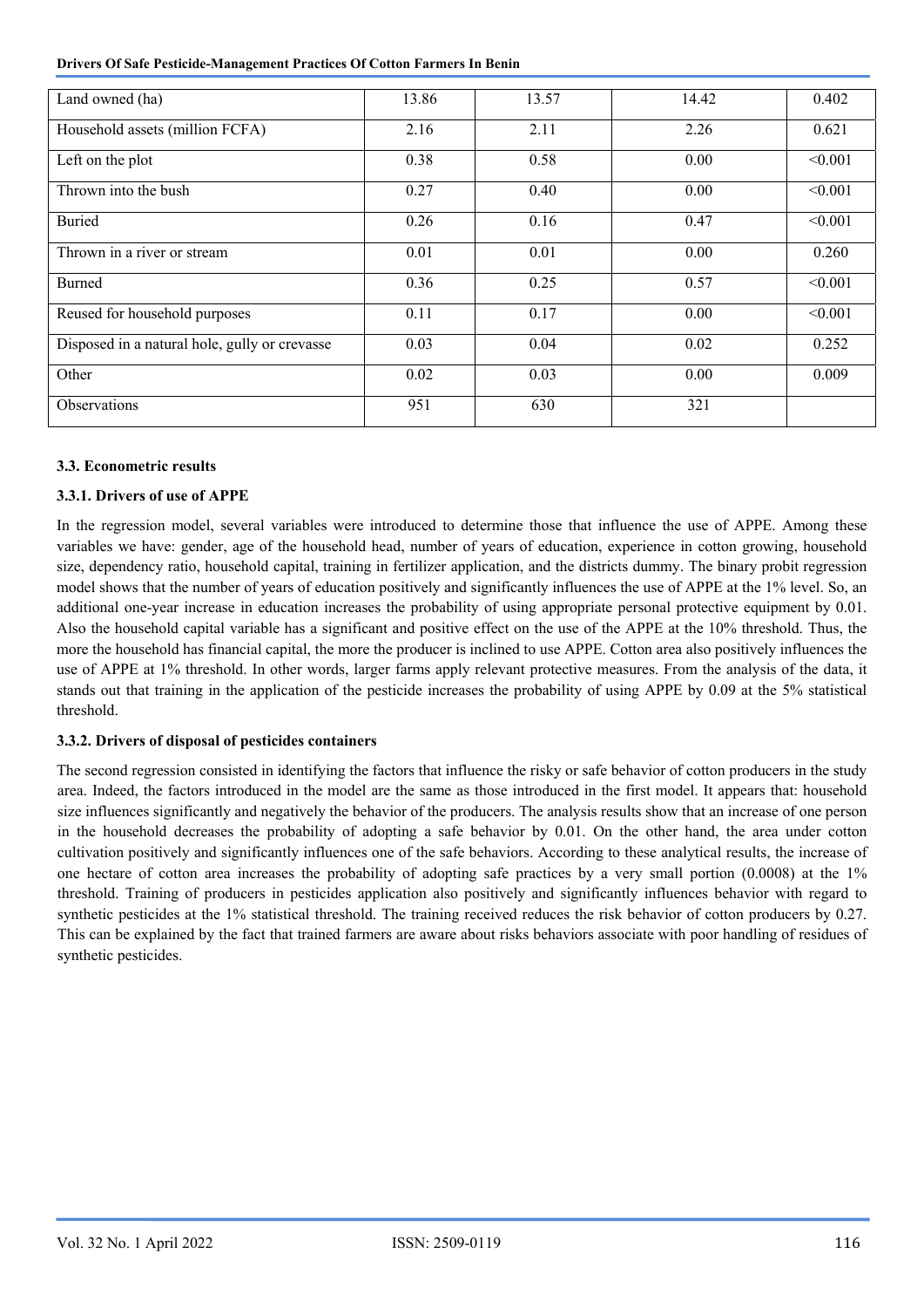| | | | | |
|---|---|---|---|---|
| Land owned (ha) | 13.86 | 13.57 | 14.42 | 0.402 |
| Household assets (million FCFA) | 2.16 | 2.11 | 2.26 | 0.621 |
| Left on the plot | 0.38 | 0.58 | 0.00 | <0.001 |
| Thrown into the bush | 0.27 | 0.40 | 0.00 | <0.001 |
| Buried | 0.26 | 0.16 | 0.47 | <0.001 |
| Thrown in a river or stream | 0.01 | 0.01 | 0.00 | 0.260 |
| Burned | 0.36 | 0.25 | 0.57 | <0.001 |
| Reused for household purposes | 0.11 | 0.17 | 0.00 | <0.001 |
| Disposed in a natural hole, gully or crevasse | 0.03 | 0.04 | 0.02 | 0.252 |
| Other | 0.02 | 0.03 | 0.00 | 0.009 |
| Observations | 951 | 630 | 321 | |

### 3.3. Econometric results

#### 3.3.1. Drivers of use of APPE

In the regression model, several variables were introduced to determine those that influence the use of APPE. Among these variables we have: gender, age of the household head, number of years of education, experience in cotton growing, household size, dependency ratio, household capital, training in fertilizer application, and the districts dummy. The binary probit regression model shows that the number of years of education positively and significantly influences the use of APPE at the 1% level. So, an additional one-year increase in education increases the probability of using appropriate personal protective equipment by 0.01. Also the household capital variable has a significant and positive effect on the use of the APPE at the 10% threshold. Thus, the more the household has financial capital, the more the producer is inclined to use APPE. Cotton area also positively influences the use of APPE at 1% threshold. In other words, larger farms apply relevant protective measures. From the analysis of the data, it stands out that training in the application of the pesticide increases the probability of using APPE by 0.09 at the 5% statistical threshold.

#### 3.3.2. Drivers of disposal of pesticides containers

The second regression consisted in identifying the factors that influence the risky or safe behavior of cotton producers in the study area. Indeed, the factors introduced in the model are the same as those introduced in the first model. It appears that: household size influences significantly and negatively the behavior of the producers. The analysis results show that an increase of one person in the household decreases the probability of adopting a safe behavior by 0.01. On the other hand, the area under cotton cultivation positively and significantly influences one of the safe behaviors. According to these analytical results, the increase of one hectare of cotton area increases the probability of adopting safe practices by a very small portion (0.0008) at the 1% threshold. Training of producers in pesticides application also positively and significantly influences behavior with regard to synthetic pesticides at the 1% statistical threshold. The training received reduces the risk behavior of cotton producers by 0.27. This can be explained by the fact that trained farmers are aware about risks behaviors associate with poor handling of residues of synthetic pesticides.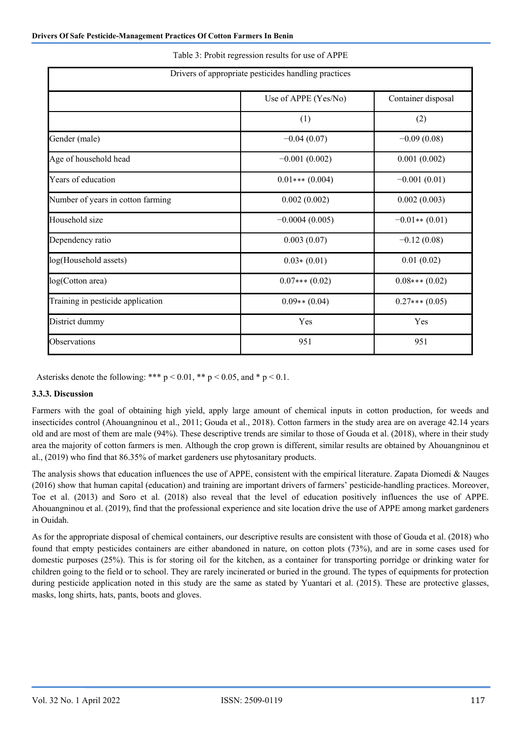Table 3: Probit regression results for use of APPE

| Drivers of appropriate pesticides handling practices | | |
|---|---|---|
| | Use of APPE (Yes/No) | Container disposal |
| | (1) | (2) |
| Gender (male) | −0.04 (0.07) | −0.09 (0.08) |
| Age of household head | −0.001 (0.002) | 0.001 (0.002) |
| Years of education | 0.01*** (0.004) | −0.001 (0.01) |
| Number of years in cotton farming | 0.002 (0.002) | 0.002 (0.003) |
| Household size | −0.0004 (0.005) | −0.01** (0.01) |
| Dependency ratio | 0.003 (0.07) | −0.12 (0.08) |
| log(Household assets) | 0.03* (0.01) | 0.01 (0.02) |
| log(Cotton area) | 0.07*** (0.02) | 0.08*** (0.02) |
| Training in pesticide application | 0.09** (0.04) | 0.27*** (0.05) |
| District dummy | Yes | Yes |
| Observations | 951 | 951 |

Asterisks denote the following: *** $p < 0.01$, ** $p < 0.05$, and * $p < 0.1$.

### 3.3.3. Discussion

Farmers with the goal of obtaining high yield, apply large amount of chemical inputs in cotton production, for weeds and insecticides control (Ahouangninou et al., 2011; Gouda et al., 2018). Cotton farmers in the study area are on average 42.14 years old and are most of them are male (94%). These descriptive trends are similar to those of Gouda et al. (2018), where in their study area the majority of cotton farmers is men. Although the crop grown is different, similar results are obtained by Ahouangninou et al., (2019) who find that 86.35% of market gardeners use phytosanitary products.

The analysis shows that education influences the use of APPE, consistent with the empirical literature. Zapata Diomedi & Nauges (2016) show that human capital (education) and training are important drivers of farmers' pesticide-handling practices. Moreover, Toe et al. (2013) and Soro et al. (2018) also reveal that the level of education positively influences the use of APPE. Ahouangninou et al. (2019), find that the professional experience and site location drive the use of APPE among market gardeners in Ouidah.

As for the appropriate disposal of chemical containers, our descriptive results are consistent with those of Gouda et al. (2018) who found that empty pesticides containers are either abandoned in nature, on cotton plots (73%), and are in some cases used for domestic purposes (25%). This is for storing oil for the kitchen, as a container for transporting porridge or drinking water for children going to the field or to school. They are rarely incinerated or buried in the ground. The types of equipments for protection during pesticide application noted in this study are the same as stated by Yuantari et al. (2015). These are protective glasses, masks, long shirts, hats, pants, boots and gloves.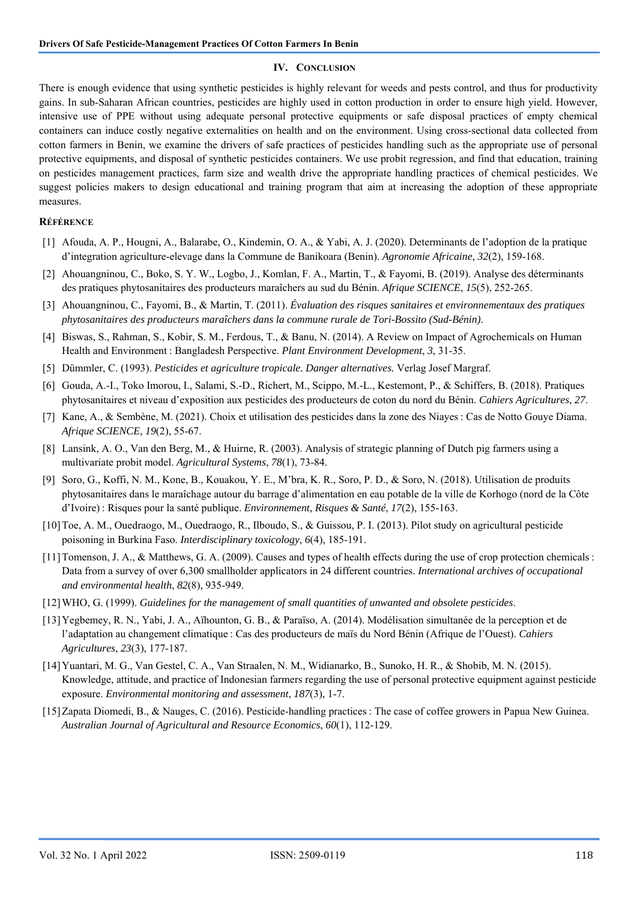## IV. Conclusion

There is enough evidence that using synthetic pesticides is highly relevant for weeds and pests control, and thus for productivity gains. In sub-Saharan African countries, pesticides are highly used in cotton production in order to ensure high yield. However, intensive use of PPE without using adequate personal protective equipments or safe disposal practices of empty chemical containers can induce costly negative externalities on health and on the environment. Using cross-sectional data collected from cotton farmers in Benin, we examine the drivers of safe practices of pesticides handling such as the appropriate use of personal protective equipments, and disposal of synthetic pesticides containers. We use probit regression, and find that education, training on pesticides management practices, farm size and wealth drive the appropriate handling practices of chemical pesticides. We suggest policies makers to design educational and training program that aim at increasing the adoption of these appropriate measures.

## Référence

[1] Afouda, A. P., Hougni, A., Balarabe, O., Kindemin, O. A., & Yabi, A. J. (2020). Determinants de l'adoption de la pratique d'integration agriculture-elevage dans la Commune de Banikoara (Benin). *Agronomie Africaine*, *32*(2), 159-168.

[2] Ahouangninou, C., Boko, S. Y. W., Logbo, J., Komlan, F. A., Martin, T., & Fayomi, B. (2019). Analyse des déterminants des pratiques phytosanitaires des producteurs maraîchers au sud du Bénin. *Afrique SCIENCE*, *15*(5), 252-265.

[3] Ahouangninou, C., Fayomi, B., & Martin, T. (2011). *Évaluation des risques sanitaires et environnementaux des pratiques phytosanitaires des producteurs maraîchers dans la commune rurale de Tori-Bossito (Sud-Bénin)*.

[4] Biswas, S., Rahman, S., Kobir, S. M., Ferdous, T., & Banu, N. (2014). A Review on Impact of Agrochemicals on Human Health and Environment : Bangladesh Perspective. *Plant Environment Development*, *3*, 31-35.

[5] Dümmler, C. (1993). *Pesticides et agriculture tropicale. Danger alternatives.* Verlag Josef Margraf.

[6] Gouda, A.-I., Toko Imorou, I., Salami, S.-D., Richert, M., Scippo, M.-L., Kestemont, P., & Schiffers, B. (2018). Pratiques phytosanitaires et niveau d'exposition aux pesticides des producteurs de coton du nord du Bénin. *Cahiers Agricultures*, *27*.

[7] Kane, A., & Sembène, M. (2021). Choix et utilisation des pesticides dans la zone des Niayes : Cas de Notto Gouye Diama. *Afrique SCIENCE*, *19*(2), 55-67.

[8] Lansink, A. O., Van den Berg, M., & Huirne, R. (2003). Analysis of strategic planning of Dutch pig farmers using a multivariate probit model. *Agricultural Systems*, *78*(1), 73-84.

[9] Soro, G., Koffi, N. M., Kone, B., Kouakou, Y. E., M'bra, K. R., Soro, P. D., & Soro, N. (2018). Utilisation de produits phytosanitaires dans le maraîchage autour du barrage d'alimentation en eau potable de la ville de Korhogo (nord de la Côte d'Ivoire) : Risques pour la santé publique. *Environnement, Risques & Santé*, *17*(2), 155-163.

[10] Toe, A. M., Ouedraogo, M., Ouedraogo, R., Ilboudo, S., & Guissou, P. I. (2013). Pilot study on agricultural pesticide poisoning in Burkina Faso. *Interdisciplinary toxicology*, *6*(4), 185-191.

[11] Tomenson, J. A., & Matthews, G. A. (2009). Causes and types of health effects during the use of crop protection chemicals : Data from a survey of over 6,300 smallholder applicators in 24 different countries. *International archives of occupational and environmental health*, *82*(8), 935-949.

[12] WHO, G. (1999). *Guidelines for the management of small quantities of unwanted and obsolete pesticides*.

[13] Yegbemey, R. N., Yabi, J. A., Aïhounton, G. B., & Paraïso, A. (2014). Modélisation simultanée de la perception et de l'adaptation au changement climatique : Cas des producteurs de maïs du Nord Bénin (Afrique de l'Ouest). *Cahiers Agricultures*, *23*(3), 177-187.

[14] Yuantari, M. G., Van Gestel, C. A., Van Straalen, N. M., Widianarko, B., Sunoko, H. R., & Shobib, M. N. (2015). Knowledge, attitude, and practice of Indonesian farmers regarding the use of personal protective equipment against pesticide exposure. *Environmental monitoring and assessment*, *187*(3), 1-7.

[15] Zapata Diomedi, B., & Nauges, C. (2016). Pesticide-handling practices : The case of coffee growers in Papua New Guinea. *Australian Journal of Agricultural and Resource Economics*, *60*(1), 112-129.